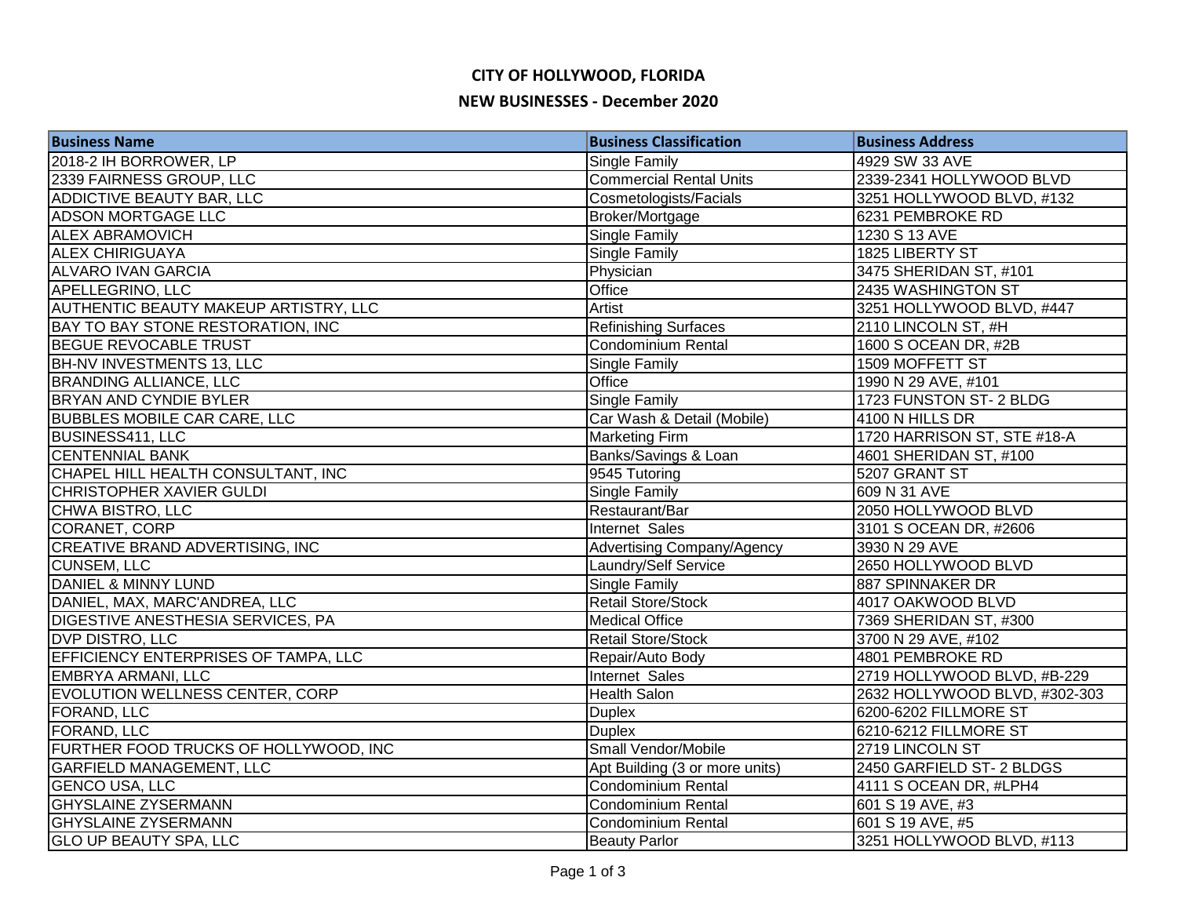# CITY OF HOLLYWOOD, FLORIDA

## NEW BUSINESSES - December 2020

| Business Name | Business Classification | Business Address |
|---|---|---|
| 2018-2 IH BORROWER, LP | Single Family | 4929 SW 33 AVE |
| 2339 FAIRNESS GROUP, LLC | Commercial Rental Units | 2339-2341 HOLLYWOOD BLVD |
| ADDICTIVE BEAUTY BAR, LLC | Cosmetologists/Facials | 3251 HOLLYWOOD BLVD, #132 |
| ADSON MORTGAGE LLC | Broker/Mortgage | 6231 PEMBROKE RD |
| ALEX ABRAMOVICH | Single Family | 1230 S 13 AVE |
| ALEX CHIRIGUAYA | Single Family | 1825 LIBERTY ST |
| ALVARO IVAN GARCIA | Physician | 3475 SHERIDAN ST, #101 |
| APELLEGRINO, LLC | Office | 2435 WASHINGTON ST |
| AUTHENTIC BEAUTY MAKEUP ARTISTRY, LLC | Artist | 3251 HOLLYWOOD BLVD, #447 |
| BAY TO BAY STONE RESTORATION, INC | Refinishing Surfaces | 2110 LINCOLN ST, #H |
| BEGUE REVOCABLE TRUST | Condominium Rental | 1600 S OCEAN DR, #2B |
| BH-NV INVESTMENTS 13, LLC | Single Family | 1509 MOFFETT ST |
| BRANDING ALLIANCE, LLC | Office | 1990 N 29 AVE, #101 |
| BRYAN AND CYNDIE BYLER | Single Family | 1723 FUNSTON ST- 2 BLDG |
| BUBBLES MOBILE CAR CARE, LLC | Car Wash & Detail (Mobile) | 4100 N HILLS DR |
| BUSINESS411, LLC | Marketing Firm | 1720 HARRISON ST, STE #18-A |
| CENTENNIAL BANK | Banks/Savings & Loan | 4601 SHERIDAN ST, #100 |
| CHAPEL HILL HEALTH CONSULTANT, INC | 9545 Tutoring | 5207 GRANT ST |
| CHRISTOPHER XAVIER GULDI | Single Family | 609 N 31 AVE |
| CHWA BISTRO, LLC | Restaurant/Bar | 2050 HOLLYWOOD BLVD |
| CORANET, CORP | Internet Sales | 3101 S OCEAN DR, #2606 |
| CREATIVE BRAND ADVERTISING, INC | Advertising Company/Agency | 3930 N 29 AVE |
| CUNSEM, LLC | Laundry/Self Service | 2650 HOLLYWOOD BLVD |
| DANIEL & MINNY LUND | Single Family | 887 SPINNAKER DR |
| DANIEL, MAX, MARC'ANDREA, LLC | Retail Store/Stock | 4017 OAKWOOD BLVD |
| DIGESTIVE ANESTHESIA SERVICES, PA | Medical Office | 7369 SHERIDAN ST, #300 |
| DVP DISTRO, LLC | Retail Store/Stock | 3700 N 29 AVE, #102 |
| EFFICIENCY ENTERPRISES OF TAMPA, LLC | Repair/Auto Body | 4801 PEMBROKE RD |
| EMBRYA ARMANI, LLC | Internet Sales | 2719 HOLLYWOOD BLVD, #B-229 |
| EVOLUTION WELLNESS CENTER, CORP | Health Salon | 2632 HOLLYWOOD BLVD, #302-303 |
| FORAND, LLC | Duplex | 6200-6202 FILLMORE ST |
| FORAND, LLC | Duplex | 6210-6212 FILLMORE ST |
| FURTHER FOOD TRUCKS OF HOLLYWOOD, INC | Small Vendor/Mobile | 2719 LINCOLN ST |
| GARFIELD MANAGEMENT, LLC | Apt Building (3 or more units) | 2450 GARFIELD ST- 2 BLDGS |
| GENCO USA, LLC | Condominium Rental | 4111 S OCEAN DR, #LPH4 |
| GHYSLAINE ZYSERMANN | Condominium Rental | 601 S 19 AVE, #3 |
| GHYSLAINE ZYSERMANN | Condominium Rental | 601 S 19 AVE, #5 |
| GLO UP BEAUTY SPA, LLC | Beauty Parlor | 3251 HOLLYWOOD BLVD, #113 |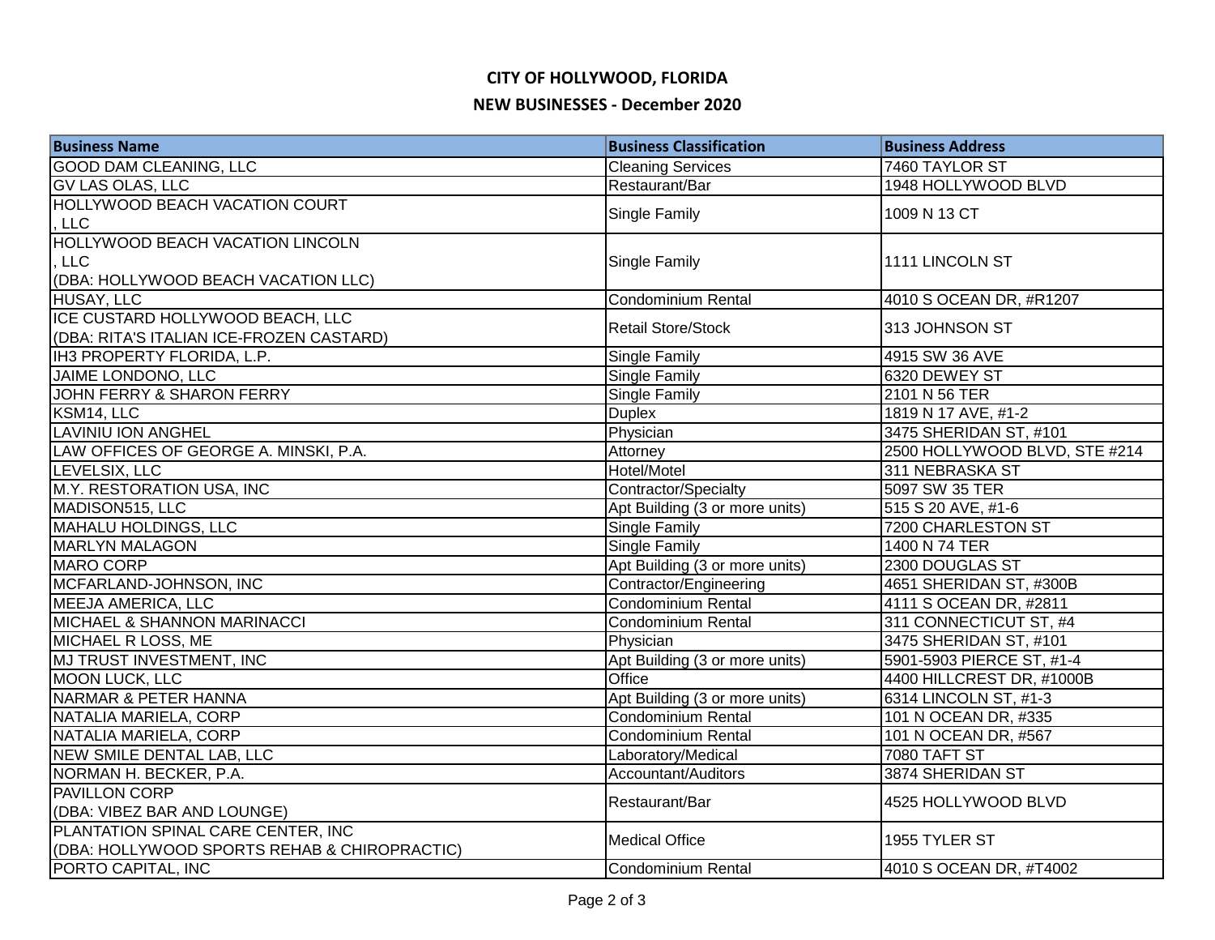# CITY OF HOLLYWOOD, FLORIDA

## NEW BUSINESSES - December 2020

| Business Name | Business Classification | Business Address |
|---|---|---|
| GOOD DAM CLEANING, LLC | Cleaning Services | 7460 TAYLOR ST |
| GV LAS OLAS, LLC | Restaurant/Bar | 1948 HOLLYWOOD BLVD |
| HOLLYWOOD BEACH VACATION COURT , LLC | Single Family | 1009 N 13 CT |
| HOLLYWOOD BEACH VACATION LINCOLN , LLC (DBA: HOLLYWOOD BEACH VACATION LLC) | Single Family | 1111 LINCOLN ST |
| HUSAY, LLC | Condominium Rental | 4010 S OCEAN DR, #R1207 |
| ICE CUSTARD HOLLYWOOD BEACH, LLC (DBA: RITA'S ITALIAN ICE-FROZEN CASTARD) | Retail Store/Stock | 313 JOHNSON ST |
| IH3 PROPERTY FLORIDA, L.P. | Single Family | 4915 SW 36 AVE |
| JAIME LONDONO, LLC | Single Family | 6320 DEWEY ST |
| JOHN FERRY & SHARON FERRY | Single Family | 2101 N 56 TER |
| KSM14, LLC | Duplex | 1819 N 17 AVE, #1-2 |
| LAVINIU ION ANGHEL | Physician | 3475 SHERIDAN ST, #101 |
| LAW OFFICES OF GEORGE A. MINSKI, P.A. | Attorney | 2500 HOLLYWOOD BLVD, STE #214 |
| LEVELSIX, LLC | Hotel/Motel | 311 NEBRASKA ST |
| M.Y. RESTORATION USA, INC | Contractor/Specialty | 5097 SW 35 TER |
| MADISON515, LLC | Apt Building (3 or more units) | 515 S 20 AVE, #1-6 |
| MAHALU HOLDINGS, LLC | Single Family | 7200 CHARLESTON ST |
| MARLYN MALAGON | Single Family | 1400 N 74 TER |
| MARO CORP | Apt Building (3 or more units) | 2300 DOUGLAS ST |
| MCFARLAND-JOHNSON, INC | Contractor/Engineering | 4651 SHERIDAN ST, #300B |
| MEEJA AMERICA, LLC | Condominium Rental | 4111 S OCEAN DR, #2811 |
| MICHAEL & SHANNON MARINACCI | Condominium Rental | 311 CONNECTICUT ST, #4 |
| MICHAEL R LOSS, ME | Physician | 3475 SHERIDAN ST, #101 |
| MJ TRUST INVESTMENT, INC | Apt Building (3 or more units) | 5901-5903 PIERCE ST, #1-4 |
| MOON LUCK, LLC | Office | 4400 HILLCREST DR, #1000B |
| NARMAR & PETER HANNA | Apt Building (3 or more units) | 6314 LINCOLN ST, #1-3 |
| NATALIA MARIELA, CORP | Condominium Rental | 101 N OCEAN DR, #335 |
| NATALIA MARIELA, CORP | Condominium Rental | 101 N OCEAN DR, #567 |
| NEW SMILE DENTAL LAB, LLC | Laboratory/Medical | 7080 TAFT ST |
| NORMAN H. BECKER, P.A. | Accountant/Auditors | 3874 SHERIDAN ST |
| PAVILLON CORP (DBA: VIBEZ BAR AND LOUNGE) | Restaurant/Bar | 4525 HOLLYWOOD BLVD |
| PLANTATION SPINAL CARE CENTER, INC (DBA: HOLLYWOOD SPORTS REHAB & CHIROPRACTIC) | Medical Office | 1955 TYLER ST |
| PORTO CAPITAL, INC | Condominium Rental | 4010 S OCEAN DR, #T4002 |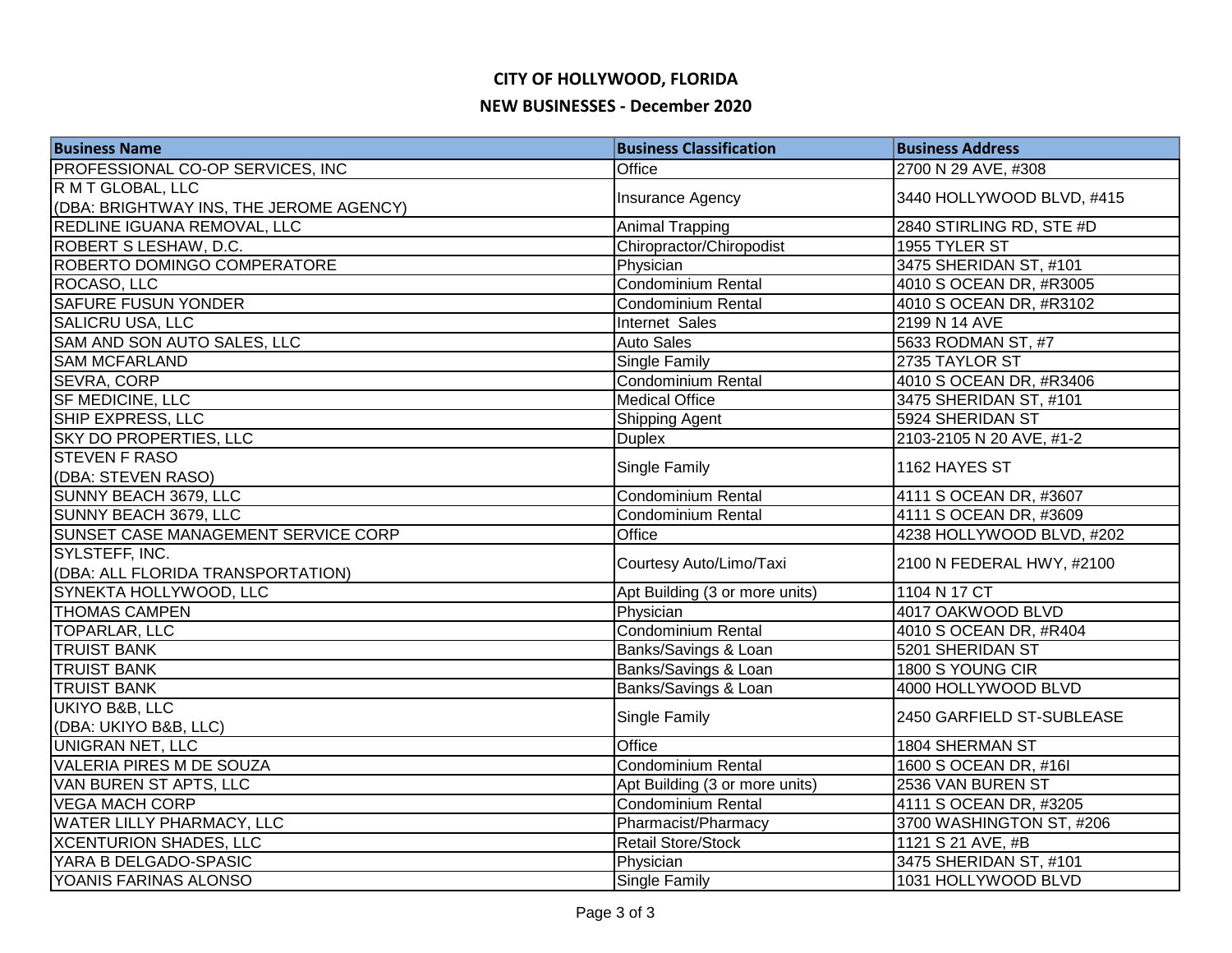# CITY OF HOLLYWOOD, FLORIDA

## NEW BUSINESSES - December 2020

| Business Name | Business Classification | Business Address |
|---|---|---|
| PROFESSIONAL CO-OP SERVICES, INC | Office | 2700 N 29 AVE, #308 |
| R M T GLOBAL, LLC (DBA: BRIGHTWAY INS, THE JEROME AGENCY) | Insurance Agency | 3440 HOLLYWOOD BLVD, #415 |
| REDLINE IGUANA REMOVAL, LLC | Animal Trapping | 2840 STIRLING RD, STE #D |
| ROBERT S LESHAW, D.C. | Chiropractor/Chiropodist | 1955 TYLER ST |
| ROBERTO DOMINGO COMPERATORE | Physician | 3475 SHERIDAN ST, #101 |
| ROCASO, LLC | Condominium Rental | 4010 S OCEAN DR, #R3005 |
| SAFURE FUSUN YONDER | Condominium Rental | 4010 S OCEAN DR, #R3102 |
| SALICRU USA, LLC | Internet Sales | 2199 N 14 AVE |
| SAM AND SON AUTO SALES, LLC | Auto Sales | 5633 RODMAN ST, #7 |
| SAM MCFARLAND | Single Family | 2735 TAYLOR ST |
| SEVRA, CORP | Condominium Rental | 4010 S OCEAN DR, #R3406 |
| SF MEDICINE, LLC | Medical Office | 3475 SHERIDAN ST, #101 |
| SHIP EXPRESS, LLC | Shipping Agent | 5924 SHERIDAN ST |
| SKY DO PROPERTIES, LLC | Duplex | 2103-2105 N 20 AVE, #1-2 |
| STEVEN F RASO (DBA: STEVEN RASO) | Single Family | 1162 HAYES ST |
| SUNNY BEACH 3679, LLC | Condominium Rental | 4111 S OCEAN DR, #3607 |
| SUNNY BEACH 3679, LLC | Condominium Rental | 4111 S OCEAN DR, #3609 |
| SUNSET CASE MANAGEMENT SERVICE CORP | Office | 4238 HOLLYWOOD BLVD, #202 |
| SYLSTEFF, INC. (DBA: ALL FLORIDA TRANSPORTATION) | Courtesy Auto/Limo/Taxi | 2100 N FEDERAL HWY, #2100 |
| SYNEKTA HOLLYWOOD, LLC | Apt Building (3 or more units) | 1104 N 17 CT |
| THOMAS CAMPEN | Physician | 4017 OAKWOOD BLVD |
| TOPARLAR, LLC | Condominium Rental | 4010 S OCEAN DR, #R404 |
| TRUIST BANK | Banks/Savings & Loan | 5201 SHERIDAN ST |
| TRUIST BANK | Banks/Savings & Loan | 1800 S YOUNG CIR |
| TRUIST BANK | Banks/Savings & Loan | 4000 HOLLYWOOD BLVD |
| UKIYO B&B, LLC (DBA: UKIYO B&B, LLC) | Single Family | 2450 GARFIELD ST-SUBLEASE |
| UNIGRAN NET, LLC | Office | 1804 SHERMAN ST |
| VALERIA PIRES M DE SOUZA | Condominium Rental | 1600 S OCEAN DR, #16I |
| VAN BUREN ST APTS, LLC | Apt Building (3 or more units) | 2536 VAN BUREN ST |
| VEGA MACH CORP | Condominium Rental | 4111 S OCEAN DR, #3205 |
| WATER LILLY PHARMACY, LLC | Pharmacist/Pharmacy | 3700 WASHINGTON ST, #206 |
| XCENTURION SHADES, LLC | Retail Store/Stock | 1121 S 21 AVE, #B |
| YARA B DELGADO-SPASIC | Physician | 3475 SHERIDAN ST, #101 |
| YOANIS FARINAS ALONSO | Single Family | 1031 HOLLYWOOD BLVD |